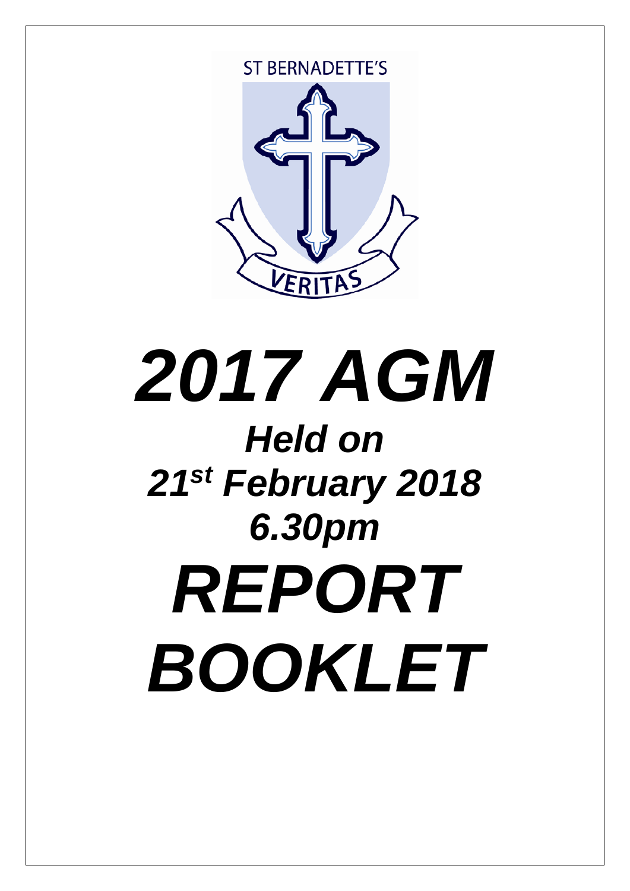ST BERNADETTE'S

VERITAS

# *2017 AGM*

## *Held on*

## *21st February 2018*

## *6.30pm*

# *REPORT BOOKLET*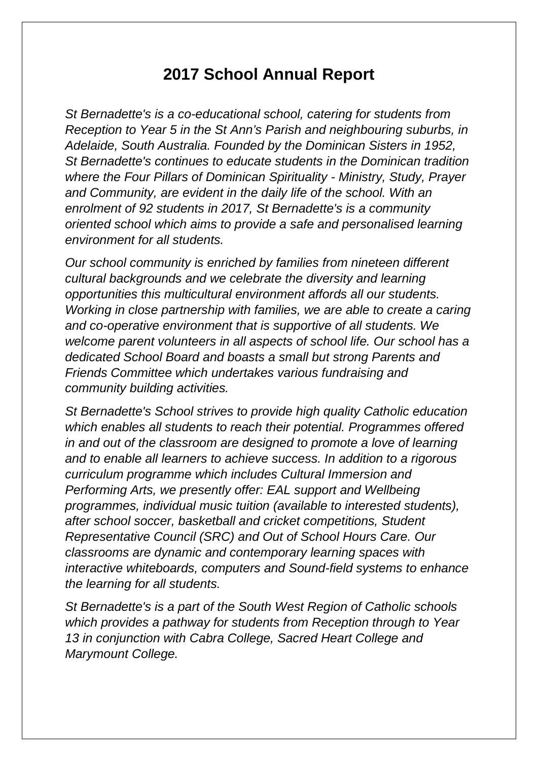# 2017 School Annual Report

*St Bernadette's is a co-educational school, catering for students from Reception to Year 5 in the St Ann's Parish and neighbouring suburbs, in Adelaide, South Australia. Founded by the Dominican Sisters in 1952, St Bernadette's continues to educate students in the Dominican tradition where the Four Pillars of Dominican Spirituality - Ministry, Study, Prayer and Community, are evident in the daily life of the school. With an enrolment of 92 students in 2017, St Bernadette's is a community oriented school which aims to provide a safe and personalised learning environment for all students.*

*Our school community is enriched by families from nineteen different cultural backgrounds and we celebrate the diversity and learning opportunities this multicultural environment affords all our students. Working in close partnership with families, we are able to create a caring and co-operative environment that is supportive of all students. We welcome parent volunteers in all aspects of school life. Our school has a dedicated School Board and boasts a small but strong Parents and Friends Committee which undertakes various fundraising and community building activities.*

*St Bernadette's School strives to provide high quality Catholic education which enables all students to reach their potential. Programmes offered in and out of the classroom are designed to promote a love of learning and to enable all learners to achieve success. In addition to a rigorous curriculum programme which includes Cultural Immersion and Performing Arts, we presently offer: EAL support and Wellbeing programmes, individual music tuition (available to interested students), after school soccer, basketball and cricket competitions, Student Representative Council (SRC) and Out of School Hours Care. Our classrooms are dynamic and contemporary learning spaces with interactive whiteboards, computers and Sound-field systems to enhance the learning for all students.*

*St Bernadette's is a part of the South West Region of Catholic schools which provides a pathway for students from Reception through to Year 13 in conjunction with Cabra College, Sacred Heart College and Marymount College.*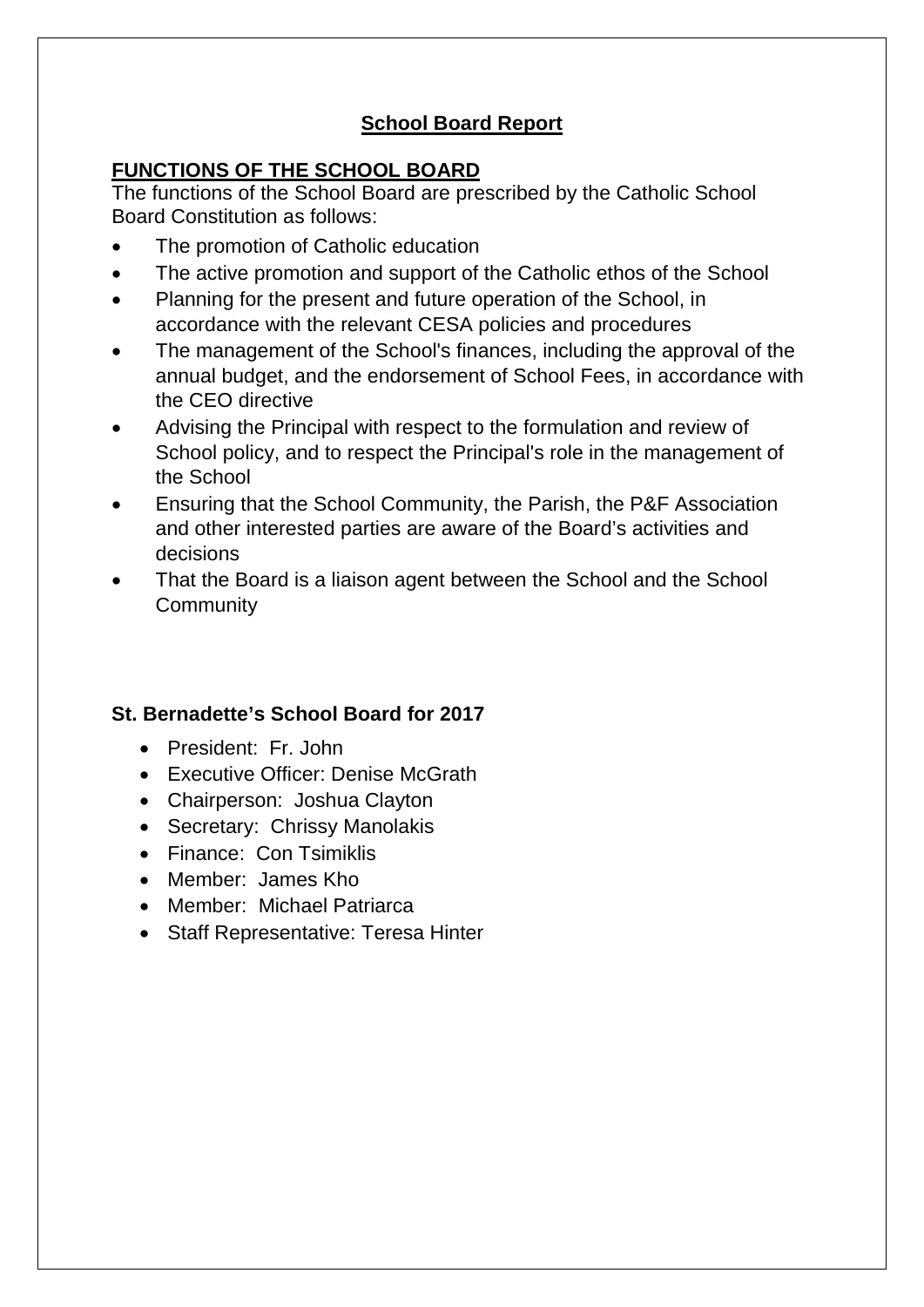# School Board Report

## FUNCTIONS OF THE SCHOOL BOARD

The functions of the School Board are prescribed by the Catholic School Board Constitution as follows:

- The promotion of Catholic education
- The active promotion and support of the Catholic ethos of the School
- Planning for the present and future operation of the School, in accordance with the relevant CESA policies and procedures
- The management of the School's finances, including the approval of the annual budget, and the endorsement of School Fees, in accordance with the CEO directive
- Advising the Principal with respect to the formulation and review of School policy, and to respect the Principal's role in the management of the School
- Ensuring that the School Community, the Parish, the P&F Association and other interested parties are aware of the Board's activities and decisions
- That the Board is a liaison agent between the School and the School Community

### St. Bernadette's School Board for 2017

- President: Fr. John
- Executive Officer: Denise McGrath
- Chairperson: Joshua Clayton
- Secretary: Chrissy Manolakis
- Finance: Con Tsimiklis
- Member: James Kho
- Member: Michael Patriarca
- Staff Representative: Teresa Hinter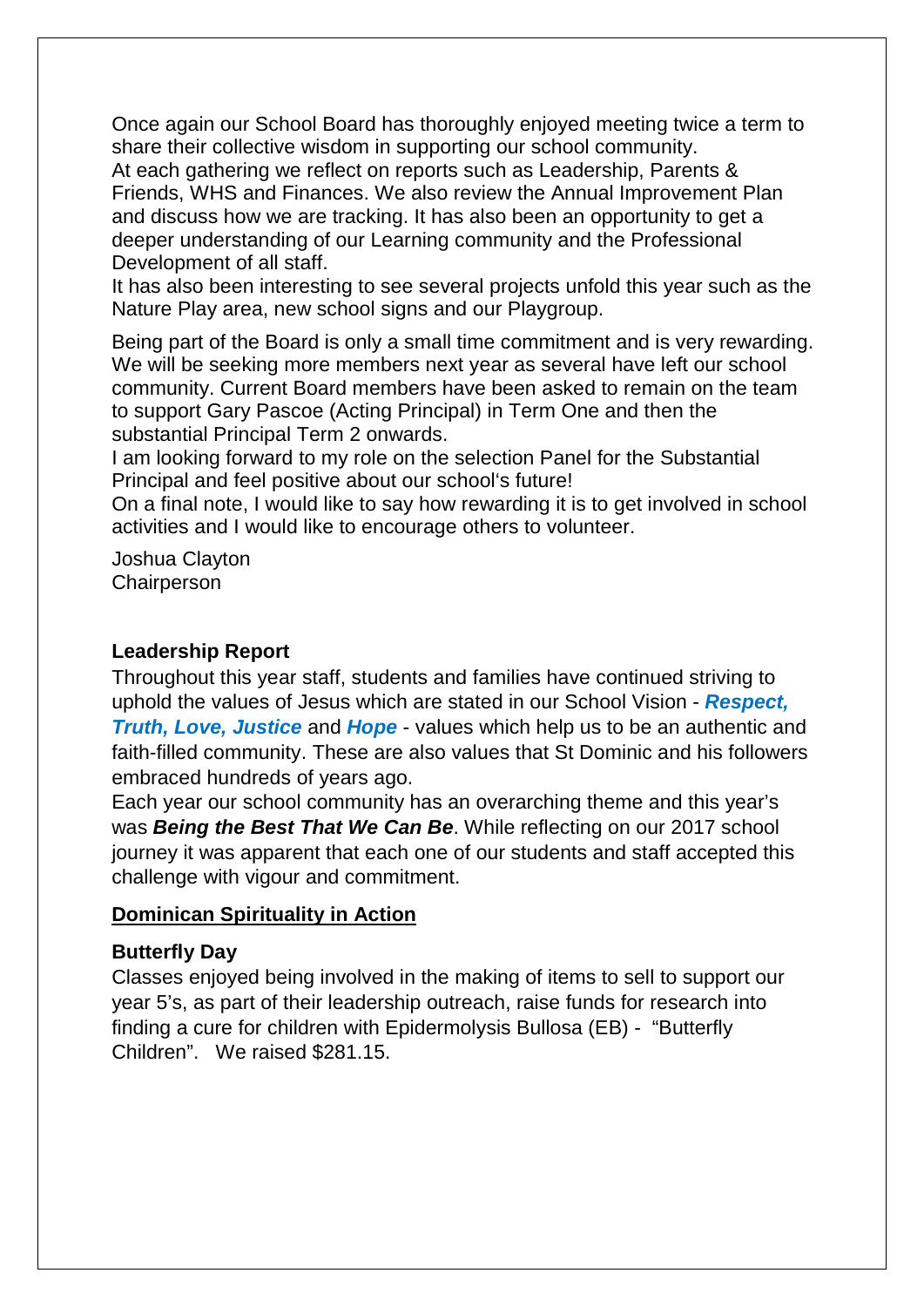Once again our School Board has thoroughly enjoyed meeting twice a term to share their collective wisdom in supporting our school community.
At each gathering we reflect on reports such as Leadership, Parents & Friends, WHS and Finances. We also review the Annual Improvement Plan and discuss how we are tracking. It has also been an opportunity to get a deeper understanding of our Learning community and the Professional Development of all staff.
It has also been interesting to see several projects unfold this year such as the Nature Play area, new school signs and our Playgroup.

Being part of the Board is only a small time commitment and is very rewarding. We will be seeking more members next year as several have left our school community. Current Board members have been asked to remain on the team to support Gary Pascoe (Acting Principal) in Term One and then the substantial Principal Term 2 onwards.
I am looking forward to my role on the selection Panel for the Substantial Principal and feel positive about our school's future!
On a final note, I would like to say how rewarding it is to get involved in school activities and I would like to encourage others to volunteer.

Joshua Clayton
Chairperson

**Leadership Report**

Throughout this year staff, students and families have continued striving to uphold the values of Jesus which are stated in our School Vision - ***Respect, Truth, Love, Justice*** and ***Hope*** - values which help us to be an authentic and faith-filled community. These are also values that St Dominic and his followers embraced hundreds of years ago.
Each year our school community has an overarching theme and this year's was ***Being the Best That We Can Be***. While reflecting on our 2017 school journey it was apparent that each one of our students and staff accepted this challenge with vigour and commitment.

**Dominican Spirituality in Action**

**Butterfly Day**

Classes enjoyed being involved in the making of items to sell to support our year 5's, as part of their leadership outreach, raise funds for research into finding a cure for children with Epidermolysis Bullosa (EB) - "Butterfly Children". We raised $281.15.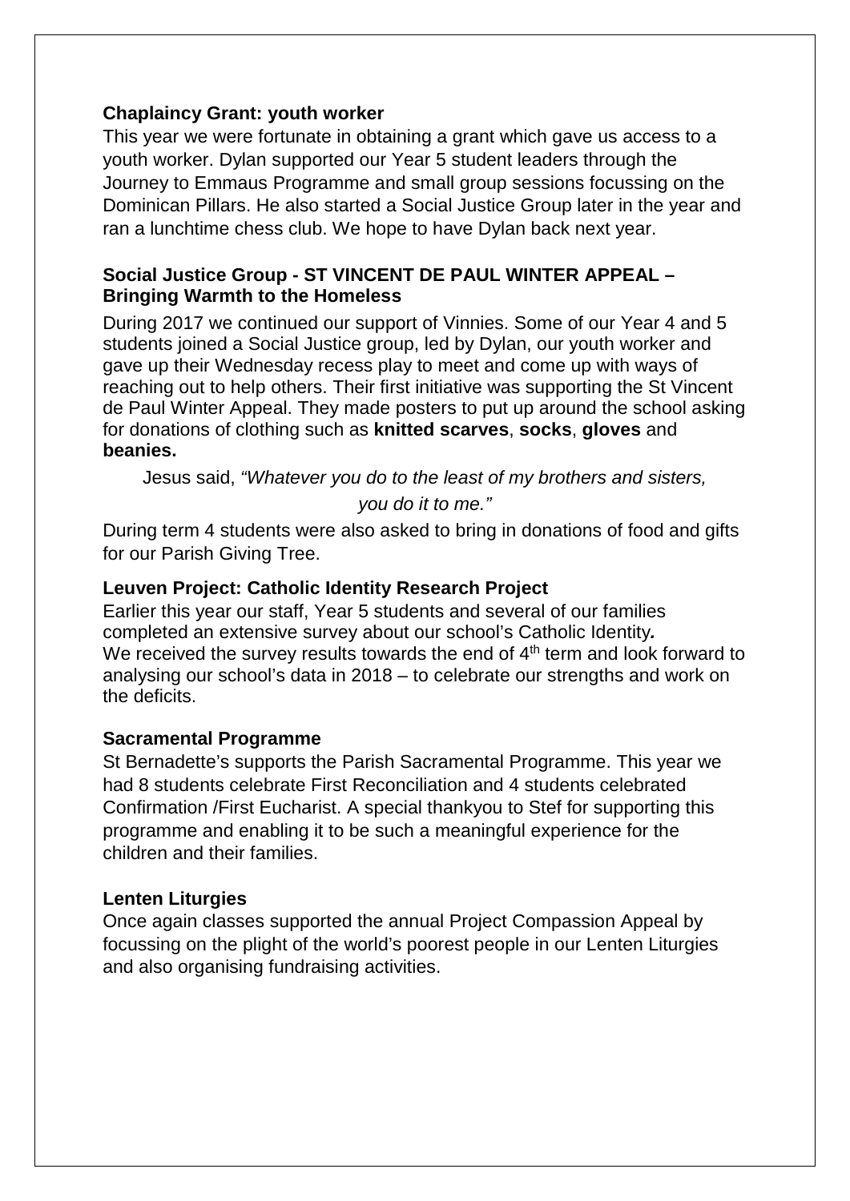### Chaplaincy Grant: youth worker

This year we were fortunate in obtaining a grant which gave us access to a youth worker. Dylan supported our Year 5 student leaders through the Journey to Emmaus Programme and small group sessions focussing on the Dominican Pillars. He also started a Social Justice Group later in the year and ran a lunchtime chess club. We hope to have Dylan back next year.

### Social Justice Group - ST VINCENT DE PAUL WINTER APPEAL – Bringing Warmth to the Homeless

During 2017 we continued our support of Vinnies. Some of our Year 4 and 5 students joined a Social Justice group, led by Dylan, our youth worker and gave up their Wednesday recess play to meet and come up with ways of reaching out to help others. Their first initiative was supporting the St Vincent de Paul Winter Appeal. They made posters to put up around the school asking for donations of clothing such as **knitted scarves**, **socks**, **gloves** and **beanies.**

Jesus said, *"Whatever you do to the least of my brothers and sisters, you do it to me."*

During term 4 students were also asked to bring in donations of food and gifts for our Parish Giving Tree.

### Leuven Project: Catholic Identity Research Project

Earlier this year our staff, Year 5 students and several of our families completed an extensive survey about our school's Catholic Identity***.***
We received the survey results towards the end of 4th term and look forward to analysing our school's data in 2018 – to celebrate our strengths and work on the deficits.

### Sacramental Programme

St Bernadette's supports the Parish Sacramental Programme. This year we had 8 students celebrate First Reconciliation and 4 students celebrated Confirmation /First Eucharist. A special thankyou to Stef for supporting this programme and enabling it to be such a meaningful experience for the children and their families.

### Lenten Liturgies

Once again classes supported the annual Project Compassion Appeal by focussing on the plight of the world's poorest people in our Lenten Liturgies and also organising fundraising activities.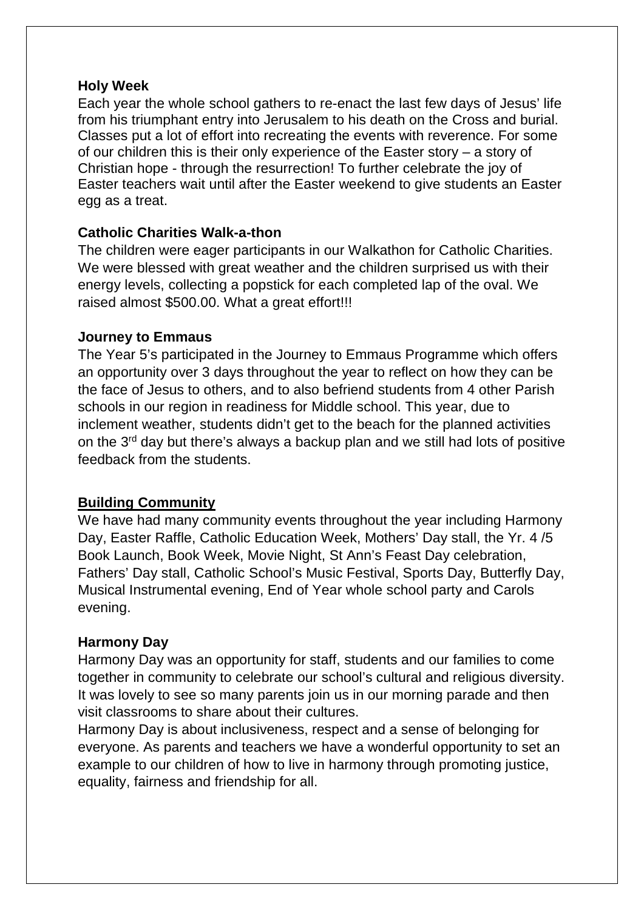**Holy Week**

Each year the whole school gathers to re-enact the last few days of Jesus' life from his triumphant entry into Jerusalem to his death on the Cross and burial. Classes put a lot of effort into recreating the events with reverence. For some of our children this is their only experience of the Easter story – a story of Christian hope - through the resurrection! To further celebrate the joy of Easter teachers wait until after the Easter weekend to give students an Easter egg as a treat.

**Catholic Charities Walk-a-thon**

The children were eager participants in our Walkathon for Catholic Charities. We were blessed with great weather and the children surprised us with their energy levels, collecting a popstick for each completed lap of the oval. We raised almost $500.00. What a great effort!!!

**Journey to Emmaus**

The Year 5's participated in the Journey to Emmaus Programme which offers an opportunity over 3 days throughout the year to reflect on how they can be the face of Jesus to others, and to also befriend students from 4 other Parish schools in our region in readiness for Middle school. This year, due to inclement weather, students didn't get to the beach for the planned activities on the 3rd day but there's always a backup plan and we still had lots of positive feedback from the students.

**Building Community**

We have had many community events throughout the year including Harmony Day, Easter Raffle, Catholic Education Week, Mothers' Day stall, the Yr. 4 /5 Book Launch, Book Week, Movie Night, St Ann's Feast Day celebration, Fathers' Day stall, Catholic School's Music Festival, Sports Day, Butterfly Day, Musical Instrumental evening, End of Year whole school party and Carols evening.

**Harmony Day**

Harmony Day was an opportunity for staff, students and our families to come together in community to celebrate our school's cultural and religious diversity. It was lovely to see so many parents join us in our morning parade and then visit classrooms to share about their cultures.

Harmony Day is about inclusiveness, respect and a sense of belonging for everyone. As parents and teachers we have a wonderful opportunity to set an example to our children of how to live in harmony through promoting justice, equality, fairness and friendship for all.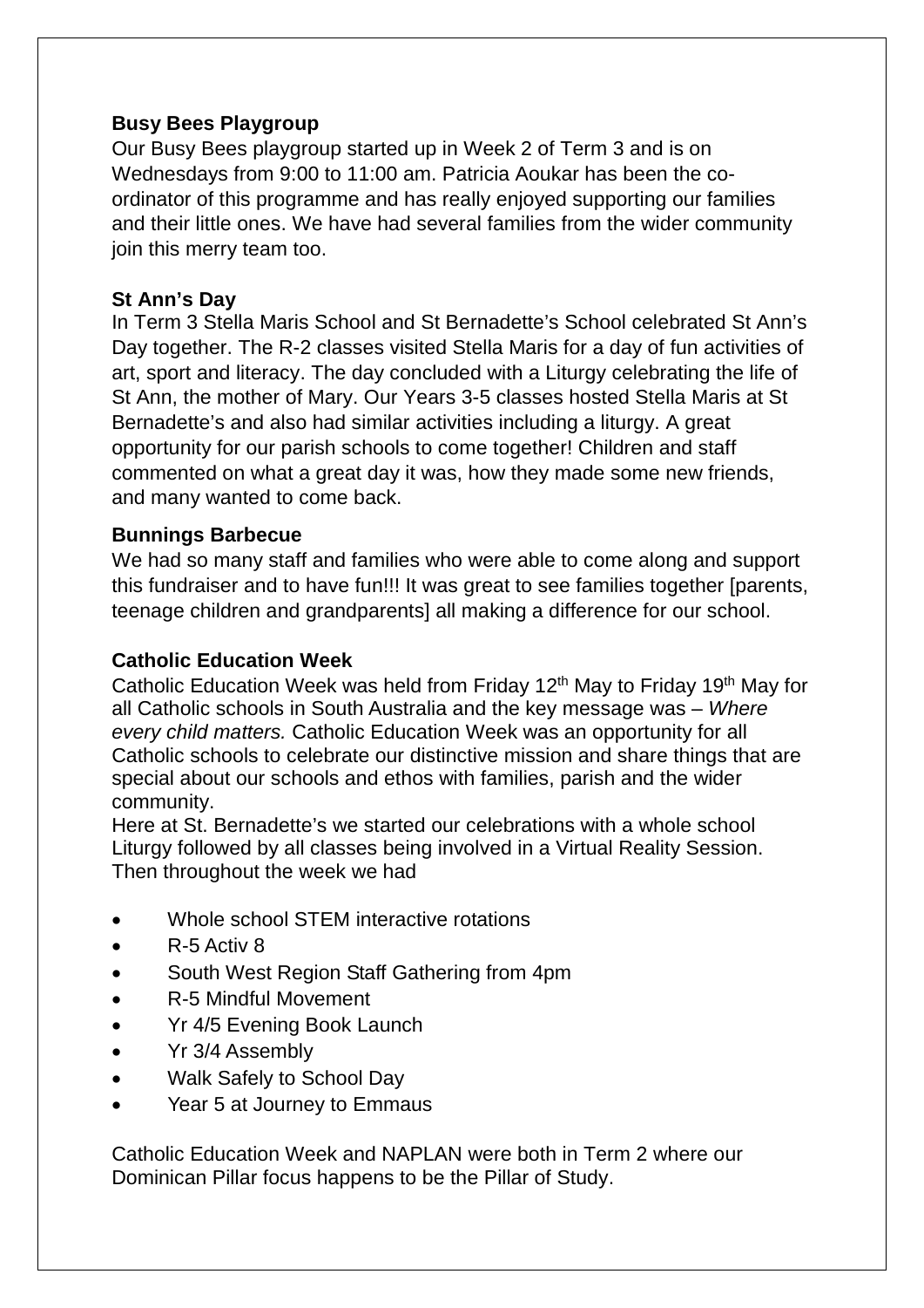**Busy Bees Playgroup**

Our Busy Bees playgroup started up in Week 2 of Term 3 and is on Wednesdays from 9:00 to 11:00 am. Patricia Aoukar has been the co-ordinator of this programme and has really enjoyed supporting our families and their little ones. We have had several families from the wider community join this merry team too.

**St Ann's Day**

In Term 3 Stella Maris School and St Bernadette's School celebrated St Ann's Day together. The R-2 classes visited Stella Maris for a day of fun activities of art, sport and literacy. The day concluded with a Liturgy celebrating the life of St Ann, the mother of Mary. Our Years 3-5 classes hosted Stella Maris at St Bernadette's and also had similar activities including a liturgy. A great opportunity for our parish schools to come together! Children and staff commented on what a great day it was, how they made some new friends, and many wanted to come back.

**Bunnings Barbecue**

We had so many staff and families who were able to come along and support this fundraiser and to have fun!!! It was great to see families together [parents, teenage children and grandparents] all making a difference for our school.

**Catholic Education Week**

Catholic Education Week was held from Friday 12th May to Friday 19th May for all Catholic schools in South Australia and the key message was – *Where every child matters.* Catholic Education Week was an opportunity for all Catholic schools to celebrate our distinctive mission and share things that are special about our schools and ethos with families, parish and the wider community.

Here at St. Bernadette's we started our celebrations with a whole school Liturgy followed by all classes being involved in a Virtual Reality Session. Then throughout the week we had

- Whole school STEM interactive rotations
- R-5 Activ 8
- South West Region Staff Gathering from 4pm
- R-5 Mindful Movement
- Yr 4/5 Evening Book Launch
- Yr 3/4 Assembly
- Walk Safely to School Day
- Year 5 at Journey to Emmaus

Catholic Education Week and NAPLAN were both in Term 2 where our Dominican Pillar focus happens to be the Pillar of Study.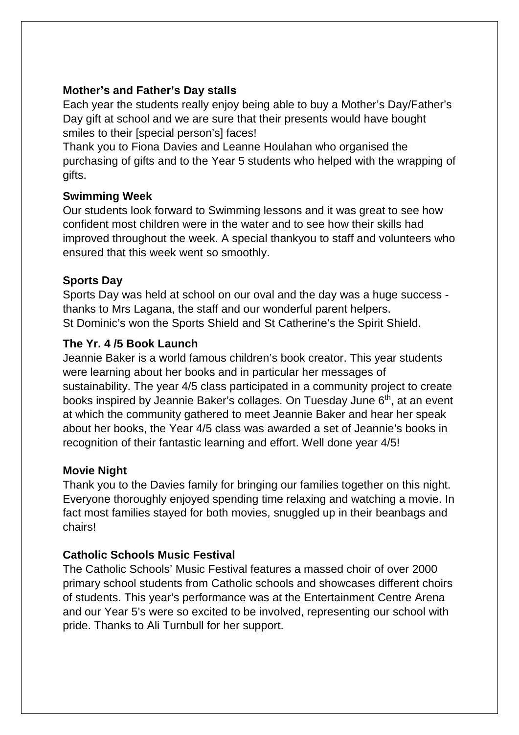**Mother's and Father's Day stalls**

Each year the students really enjoy being able to buy a Mother's Day/Father's Day gift at school and we are sure that their presents would have bought smiles to their [special person's] faces!

Thank you to Fiona Davies and Leanne Houlahan who organised the purchasing of gifts and to the Year 5 students who helped with the wrapping of gifts.

**Swimming Week**

Our students look forward to Swimming lessons and it was great to see how confident most children were in the water and to see how their skills had improved throughout the week. A special thankyou to staff and volunteers who ensured that this week went so smoothly.

**Sports Day**

Sports Day was held at school on our oval and the day was a huge success - thanks to Mrs Lagana, the staff and our wonderful parent helpers.

St Dominic's won the Sports Shield and St Catherine's the Spirit Shield.

**The Yr. 4 /5 Book Launch**

Jeannie Baker is a world famous children's book creator. This year students were learning about her books and in particular her messages of sustainability. The year 4/5 class participated in a community project to create books inspired by Jeannie Baker's collages. On Tuesday June 6th, at an event at which the community gathered to meet Jeannie Baker and hear her speak about her books, the Year 4/5 class was awarded a set of Jeannie's books in recognition of their fantastic learning and effort. Well done year 4/5!

**Movie Night**

Thank you to the Davies family for bringing our families together on this night. Everyone thoroughly enjoyed spending time relaxing and watching a movie. In fact most families stayed for both movies, snuggled up in their beanbags and chairs!

**Catholic Schools Music Festival**

The Catholic Schools' Music Festival features a massed choir of over 2000 primary school students from Catholic schools and showcases different choirs of students. This year's performance was at the Entertainment Centre Arena and our Year 5's were so excited to be involved, representing our school with pride. Thanks to Ali Turnbull for her support.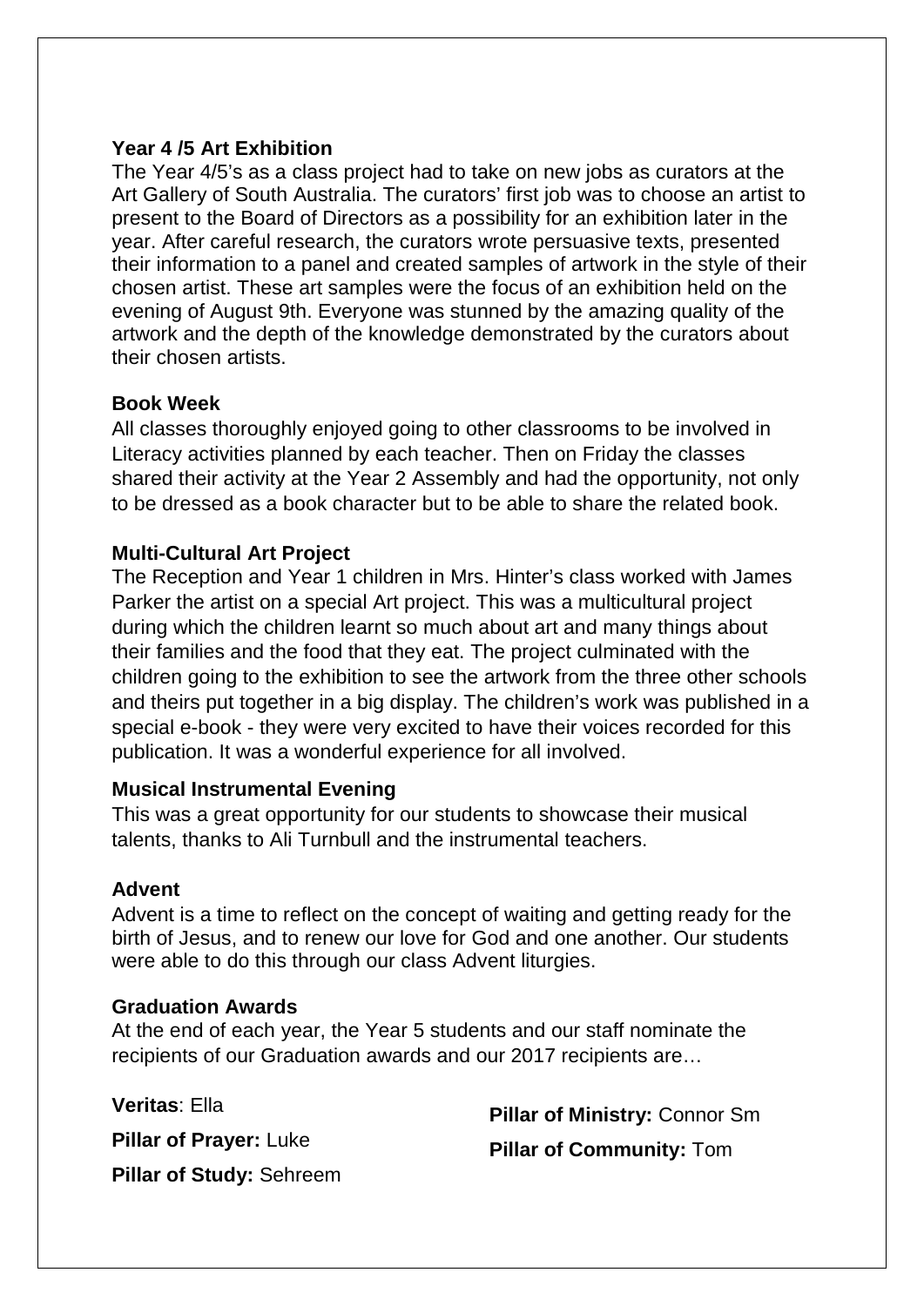**Year 4 /5 Art Exhibition**

The Year 4/5's as a class project had to take on new jobs as curators at the Art Gallery of South Australia. The curators' first job was to choose an artist to present to the Board of Directors as a possibility for an exhibition later in the year. After careful research, the curators wrote persuasive texts, presented their information to a panel and created samples of artwork in the style of their chosen artist. These art samples were the focus of an exhibition held on the evening of August 9th. Everyone was stunned by the amazing quality of the artwork and the depth of the knowledge demonstrated by the curators about their chosen artists.

**Book Week**

All classes thoroughly enjoyed going to other classrooms to be involved in Literacy activities planned by each teacher. Then on Friday the classes shared their activity at the Year 2 Assembly and had the opportunity, not only to be dressed as a book character but to be able to share the related book.

**Multi-Cultural Art Project**

The Reception and Year 1 children in Mrs. Hinter's class worked with James Parker the artist on a special Art project. This was a multicultural project during which the children learnt so much about art and many things about their families and the food that they eat. The project culminated with the children going to the exhibition to see the artwork from the three other schools and theirs put together in a big display. The children's work was published in a special e-book - they were very excited to have their voices recorded for this publication. It was a wonderful experience for all involved.

**Musical Instrumental Evening**

This was a great opportunity for our students to showcase their musical talents, thanks to Ali Turnbull and the instrumental teachers.

**Advent**

Advent is a time to reflect on the concept of waiting and getting ready for the birth of Jesus, and to renew our love for God and one another. Our students were able to do this through our class Advent liturgies.

**Graduation Awards**

At the end of each year, the Year 5 students and our staff nominate the recipients of our Graduation awards and our 2017 recipients are…

**Veritas**: Ella

**Pillar of Prayer:** Luke

**Pillar of Study:** Sehreem

**Pillar of Ministry:** Connor Sm

**Pillar of Community:** Tom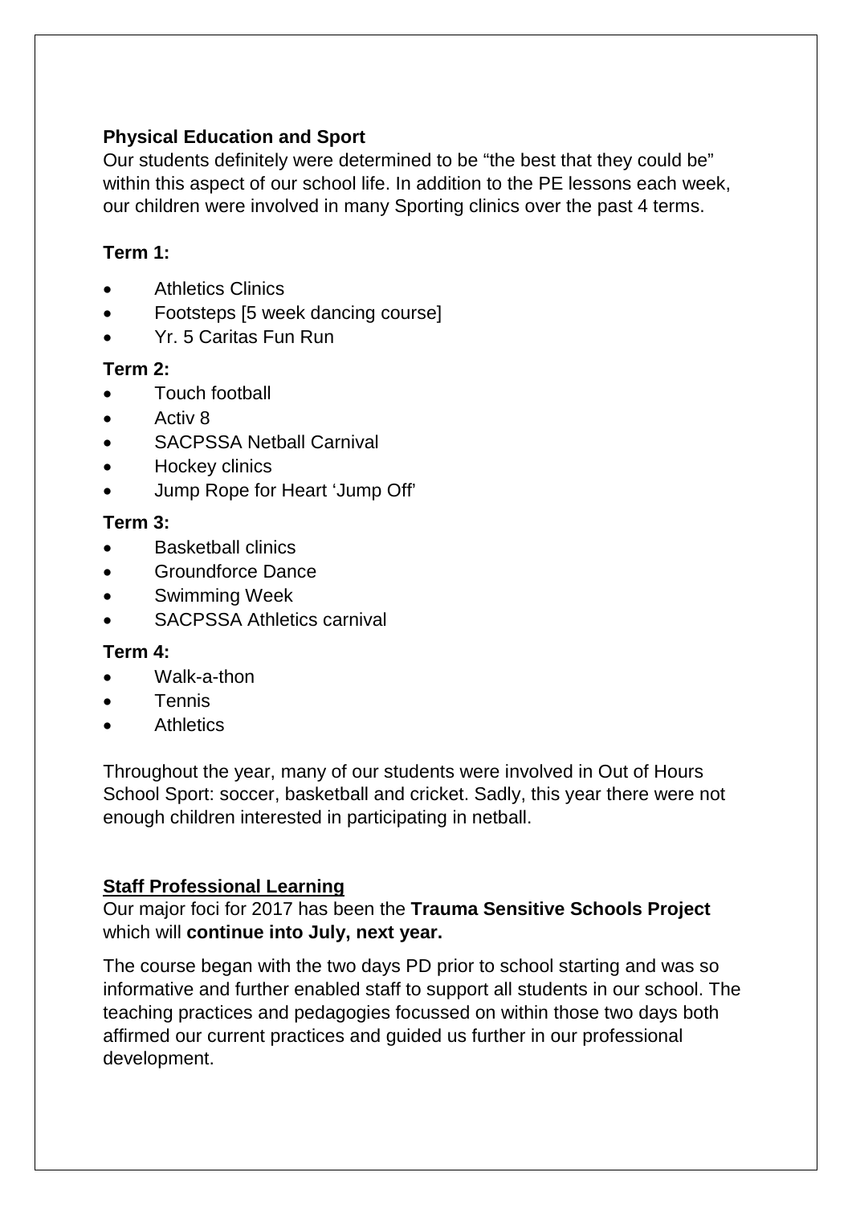**Physical Education and Sport**

Our students definitely were determined to be "the best that they could be" within this aspect of our school life. In addition to the PE lessons each week, our children were involved in many Sporting clinics over the past 4 terms.

**Term 1:**

- Athletics Clinics
- Footsteps [5 week dancing course]
- Yr. 5 Caritas Fun Run

**Term 2:**

- Touch football
- Activ 8
- SACPSSA Netball Carnival
- Hockey clinics
- Jump Rope for Heart 'Jump Off'

**Term 3:**

- Basketball clinics
- Groundforce Dance
- Swimming Week
- SACPSSA Athletics carnival

**Term 4:**

- Walk-a-thon
- Tennis
- Athletics

Throughout the year, many of our students were involved in Out of Hours School Sport: soccer, basketball and cricket. Sadly, this year there were not enough children interested in participating in netball.

**Staff Professional Learning**

Our major foci for 2017 has been the **Trauma Sensitive Schools Project** which will **continue into July, next year.**

The course began with the two days PD prior to school starting and was so informative and further enabled staff to support all students in our school. The teaching practices and pedagogies focussed on within those two days both affirmed our current practices and guided us further in our professional development.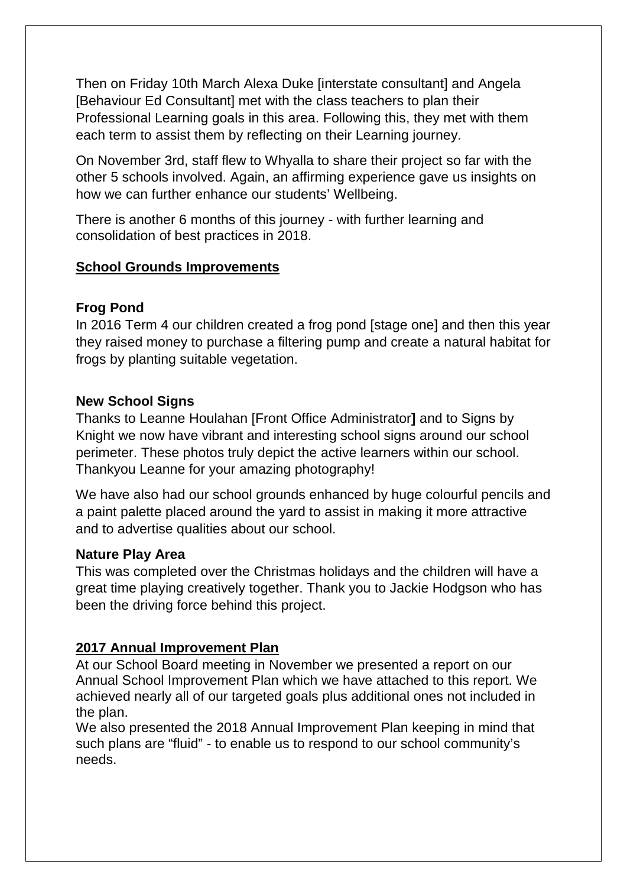Then on Friday 10th March Alexa Duke [interstate consultant] and Angela [Behaviour Ed Consultant] met with the class teachers to plan their Professional Learning goals in this area. Following this, they met with them each term to assist them by reflecting on their Learning journey.

On November 3rd, staff flew to Whyalla to share their project so far with the other 5 schools involved. Again, an affirming experience gave us insights on how we can further enhance our students' Wellbeing.

There is another 6 months of this journey - with further learning and consolidation of best practices in 2018.

## School Grounds Improvements

### Frog Pond

In 2016 Term 4 our children created a frog pond [stage one] and then this year they raised money to purchase a filtering pump and create a natural habitat for frogs by planting suitable vegetation.

### New School Signs

Thanks to Leanne Houlahan [Front Office Administrator**]** and to Signs by Knight we now have vibrant and interesting school signs around our school perimeter. These photos truly depict the active learners within our school. Thankyou Leanne for your amazing photography!

We have also had our school grounds enhanced by huge colourful pencils and a paint palette placed around the yard to assist in making it more attractive and to advertise qualities about our school.

### Nature Play Area

This was completed over the Christmas holidays and the children will have a great time playing creatively together. Thank you to Jackie Hodgson who has been the driving force behind this project.

## 2017 Annual Improvement Plan

At our School Board meeting in November we presented a report on our Annual School Improvement Plan which we have attached to this report. We achieved nearly all of our targeted goals plus additional ones not included in the plan.
We also presented the 2018 Annual Improvement Plan keeping in mind that such plans are "fluid" - to enable us to respond to our school community's needs.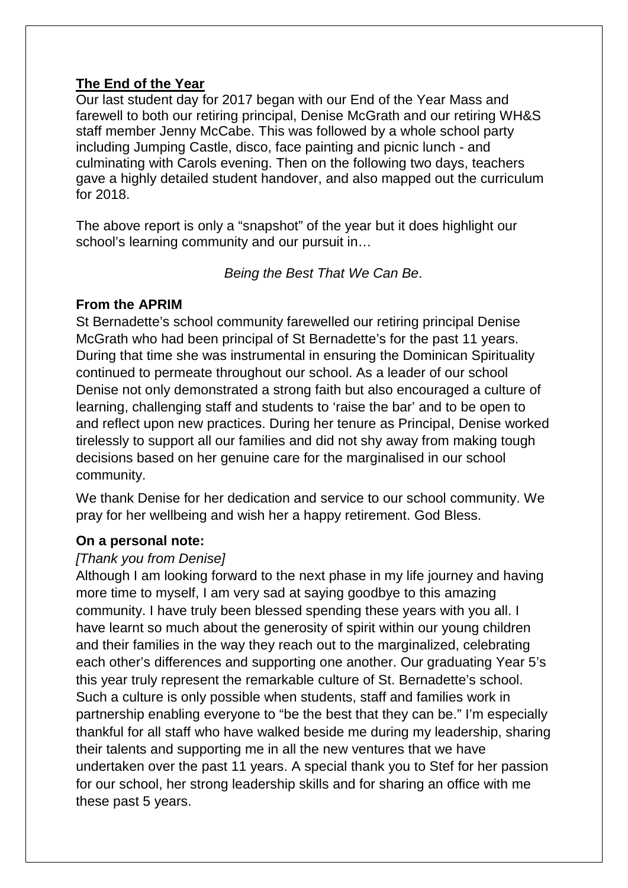**The End of the Year**

Our last student day for 2017 began with our End of the Year Mass and farewell to both our retiring principal, Denise McGrath and our retiring WH&S staff member Jenny McCabe. This was followed by a whole school party including Jumping Castle, disco, face painting and picnic lunch - and culminating with Carols evening. Then on the following two days, teachers gave a highly detailed student handover, and also mapped out the curriculum for 2018.

The above report is only a "snapshot" of the year but it does highlight our school's learning community and our pursuit in…

*Being the Best That We Can Be*.

**From the APRIM**

St Bernadette's school community farewelled our retiring principal Denise McGrath who had been principal of St Bernadette's for the past 11 years. During that time she was instrumental in ensuring the Dominican Spirituality continued to permeate throughout our school. As a leader of our school Denise not only demonstrated a strong faith but also encouraged a culture of learning, challenging staff and students to 'raise the bar' and to be open to and reflect upon new practices. During her tenure as Principal, Denise worked tirelessly to support all our families and did not shy away from making tough decisions based on her genuine care for the marginalised in our school community.

We thank Denise for her dedication and service to our school community. We pray for her wellbeing and wish her a happy retirement. God Bless.

**On a personal note:**

*[Thank you from Denise]*

Although I am looking forward to the next phase in my life journey and having more time to myself, I am very sad at saying goodbye to this amazing community. I have truly been blessed spending these years with you all. I have learnt so much about the generosity of spirit within our young children and their families in the way they reach out to the marginalized, celebrating each other's differences and supporting one another. Our graduating Year 5's this year truly represent the remarkable culture of St. Bernadette's school. Such a culture is only possible when students, staff and families work in partnership enabling everyone to "be the best that they can be." I'm especially thankful for all staff who have walked beside me during my leadership, sharing their talents and supporting me in all the new ventures that we have undertaken over the past 11 years. A special thank you to Stef for her passion for our school, her strong leadership skills and for sharing an office with me these past 5 years.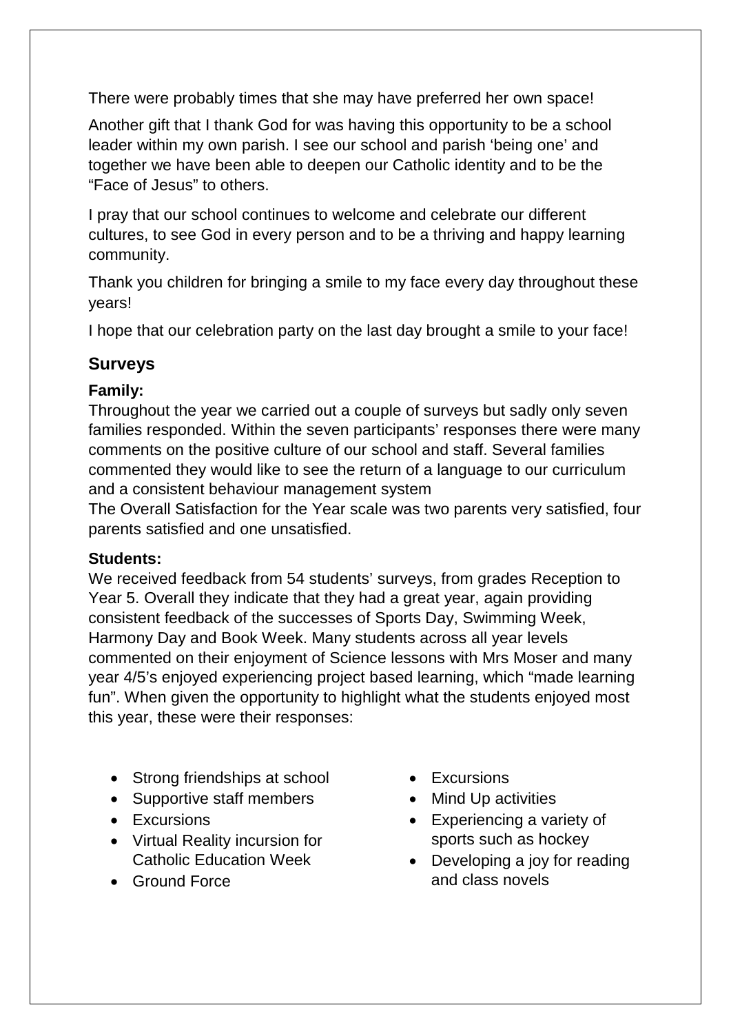There were probably times that she may have preferred her own space!

Another gift that I thank God for was having this opportunity to be a school leader within my own parish. I see our school and parish 'being one' and together we have been able to deepen our Catholic identity and to be the "Face of Jesus" to others.

I pray that our school continues to welcome and celebrate our different cultures, to see God in every person and to be a thriving and happy learning community.

Thank you children for bringing a smile to my face every day throughout these years!

I hope that our celebration party on the last day brought a smile to your face!

## Surveys

### Family:

Throughout the year we carried out a couple of surveys but sadly only seven families responded. Within the seven participants' responses there were many comments on the positive culture of our school and staff. Several families commented they would like to see the return of a language to our curriculum and a consistent behaviour management system

The Overall Satisfaction for the Year scale was two parents very satisfied, four parents satisfied and one unsatisfied.

### Students:

We received feedback from 54 students' surveys, from grades Reception to Year 5. Overall they indicate that they had a great year, again providing consistent feedback of the successes of Sports Day, Swimming Week, Harmony Day and Book Week. Many students across all year levels commented on their enjoyment of Science lessons with Mrs Moser and many year 4/5's enjoyed experiencing project based learning, which "made learning fun". When given the opportunity to highlight what the students enjoyed most this year, these were their responses:

- Strong friendships at school
- Supportive staff members
- Excursions
- Virtual Reality incursion for Catholic Education Week
- Ground Force
- Excursions
- Mind Up activities
- Experiencing a variety of sports such as hockey
- Developing a joy for reading and class novels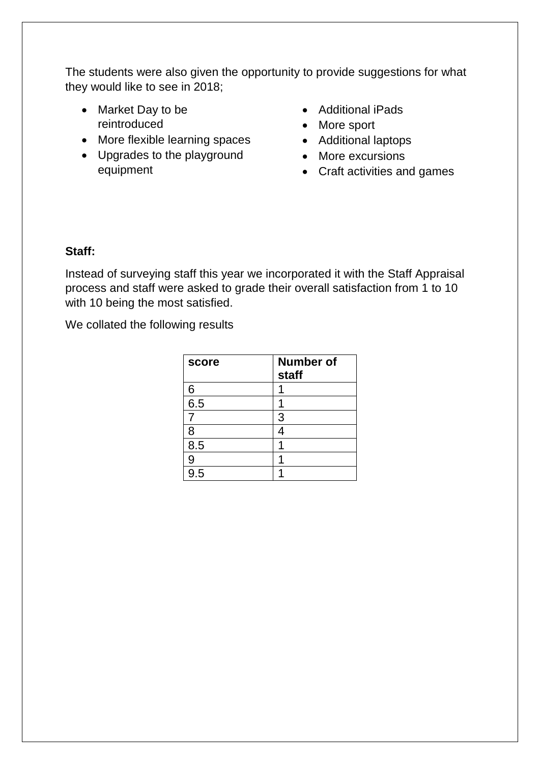The students were also given the opportunity to provide suggestions for what they would like to see in 2018;

- Market Day to be reintroduced
- More flexible learning spaces
- Upgrades to the playground equipment
- Additional iPads
- More sport
- Additional laptops
- More excursions
- Craft activities and games

**Staff:**

Instead of surveying staff this year we incorporated it with the Staff Appraisal process and staff were asked to grade their overall satisfaction from 1 to 10 with 10 being the most satisfied.

We collated the following results

| score | Number of staff |
|---|---|
| 6 | 1 |
| 6.5 | 1 |
| 7 | 3 |
| 8 | 4 |
| 8.5 | 1 |
| 9 | 1 |
| 9.5 | 1 |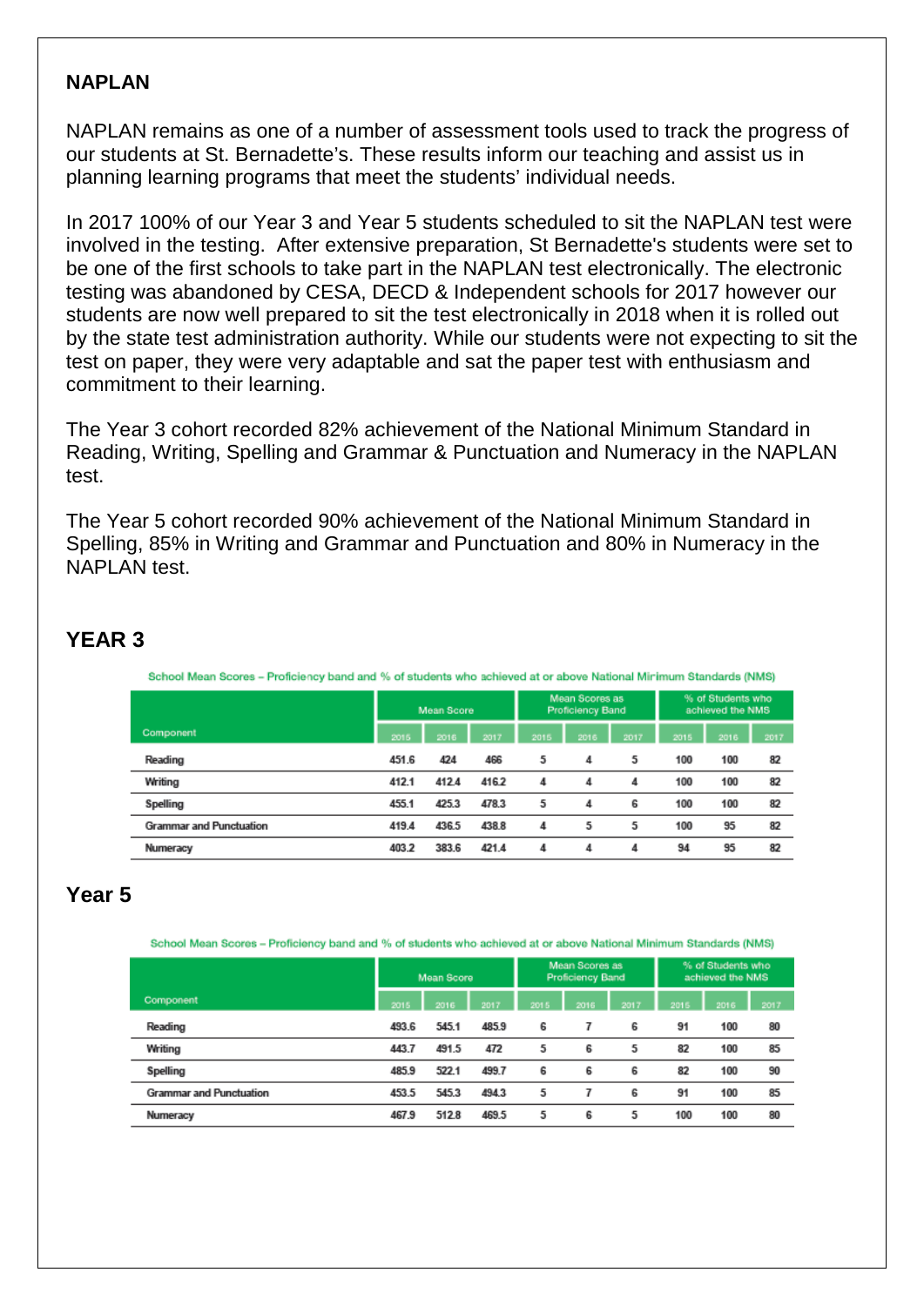## NAPLAN

NAPLAN remains as one of a number of assessment tools used to track the progress of our students at St. Bernadette's. These results inform our teaching and assist us in planning learning programs that meet the students' individual needs.

In 2017 100% of our Year 3 and Year 5 students scheduled to sit the NAPLAN test were involved in the testing. After extensive preparation, St Bernadette's students were set to be one of the first schools to take part in the NAPLAN test electronically. The electronic testing was abandoned by CESA, DECD & Independent schools for 2017 however our students are now well prepared to sit the test electronically in 2018 when it is rolled out by the state test administration authority. While our students were not expecting to sit the test on paper, they were very adaptable and sat the paper test with enthusiasm and commitment to their learning.

The Year 3 cohort recorded 82% achievement of the National Minimum Standard in Reading, Writing, Spelling and Grammar & Punctuation and Numeracy in the NAPLAN test.

The Year 5 cohort recorded 90% achievement of the National Minimum Standard in Spelling, 85% in Writing and Grammar and Punctuation and 80% in Numeracy in the NAPLAN test.

## YEAR 3

School Mean Scores – Proficiency band and % of students who achieved at or above National Minimum Standards (NMS)

| Component | Mean Score | | | Mean Scores as Proficiency Band | | | % of Students who achieved the NMS | | |
|---|---|---|---|---|---|---|---|---|---|
| | 2015 | 2016 | 2017 | 2015 | 2016 | 2017 | 2015 | 2016 | 2017 |
| Reading | 451.6 | 424 | 466 | 5 | 4 | 5 | 100 | 100 | 82 |
| Writing | 412.1 | 412.4 | 416.2 | 4 | 4 | 4 | 100 | 100 | 82 |
| Spelling | 455.1 | 425.3 | 478.3 | 5 | 4 | 6 | 100 | 100 | 82 |
| Grammar and Punctuation | 419.4 | 436.5 | 438.8 | 4 | 5 | 5 | 100 | 95 | 82 |
| Numeracy | 403.2 | 383.6 | 421.4 | 4 | 4 | 4 | 94 | 95 | 82 |

## Year 5

School Mean Scores – Proficiency band and % of students who achieved at or above National Minimum Standards (NMS)

| Component | Mean Score | | | Mean Scores as Proficiency Band | | | % of Students who achieved the NMS | | |
|---|---|---|---|---|---|---|---|---|---|
| | 2015 | 2016 | 2017 | 2015 | 2016 | 2017 | 2015 | 2016 | 2017 |
| Reading | 493.6 | 545.1 | 485.9 | 6 | 7 | 6 | 91 | 100 | 80 |
| Writing | 443.7 | 491.5 | 472 | 5 | 6 | 5 | 82 | 100 | 85 |
| Spelling | 485.9 | 522.1 | 499.7 | 6 | 6 | 6 | 82 | 100 | 90 |
| Grammar and Punctuation | 453.5 | 545.3 | 494.3 | 5 | 7 | 6 | 91 | 100 | 85 |
| Numeracy | 467.9 | 512.8 | 469.5 | 5 | 6 | 5 | 100 | 100 | 80 |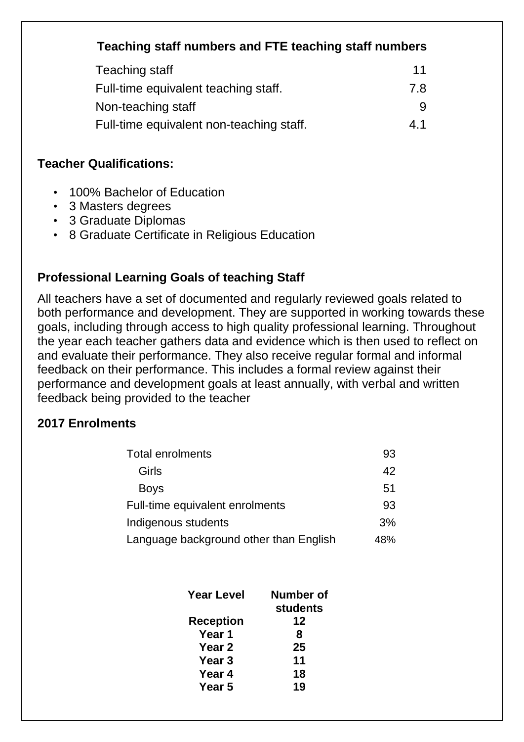### Teaching staff numbers and FTE teaching staff numbers

| | |
|---|---|
| Teaching staff | 11 |
| Full-time equivalent teaching staff. | 7.8 |
| Non-teaching staff | 9 |
| Full-time equivalent non-teaching staff. | 4.1 |

**Teacher Qualifications:**

- 100% Bachelor of Education
- 3 Masters degrees
- 3 Graduate Diplomas
- 8 Graduate Certificate in Religious Education

**Professional Learning Goals of teaching Staff**

All teachers have a set of documented and regularly reviewed goals related to both performance and development. They are supported in working towards these goals, including through access to high quality professional learning. Throughout the year each teacher gathers data and evidence which is then used to reflect on and evaluate their performance. They also receive regular formal and informal feedback on their performance. This includes a formal review against their performance and development goals at least annually, with verbal and written feedback being provided to the teacher

**2017 Enrolments**

| | |
|---|---|
| Total enrolments | 93 |
| Girls | 42 |
| Boys | 51 |
| Full-time equivalent enrolments | 93 |
| Indigenous students | 3% |
| Language background other than English | 48% |

| Year Level | Number of students |
|---|---|
| Reception | 12 |
| Year 1 | 8 |
| Year 2 | 25 |
| Year 3 | 11 |
| Year 4 | 18 |
| Year 5 | 19 |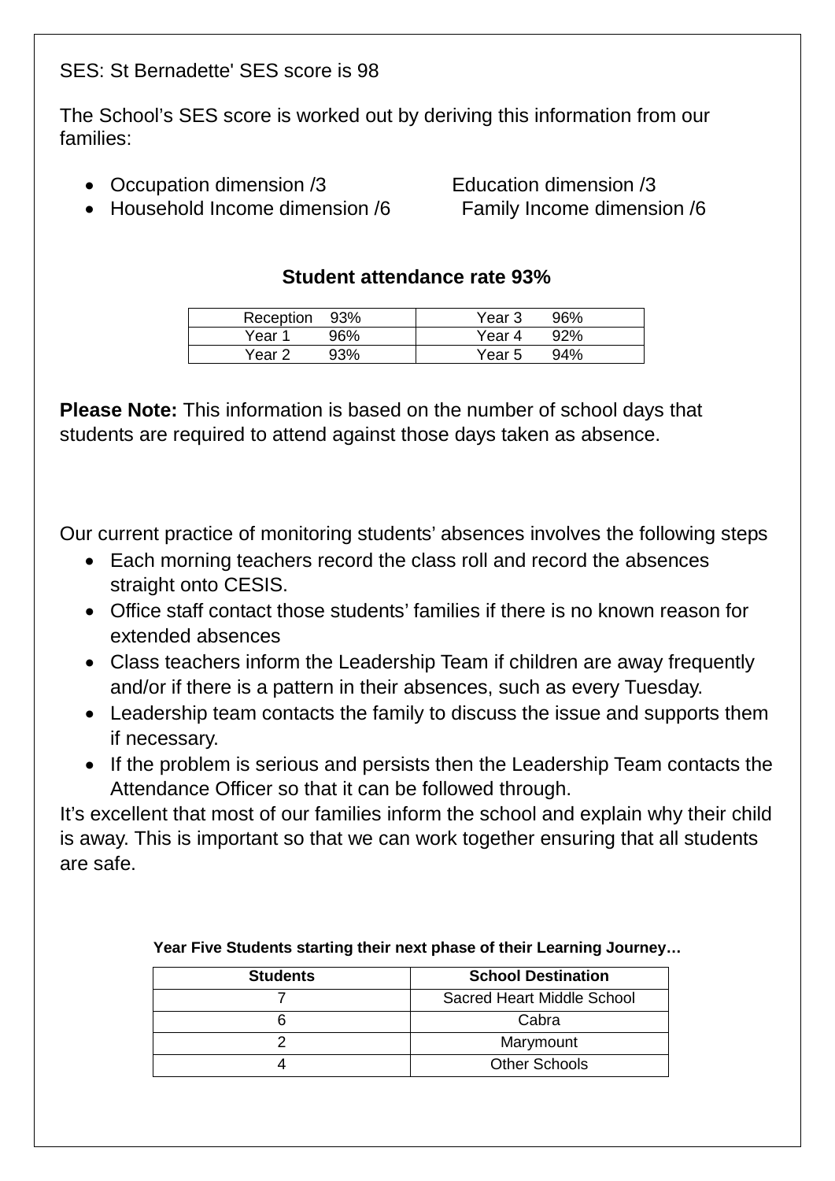SES: St Bernadette' SES score is 98

The School's SES score is worked out by deriving this information from our families:

- Occupation dimension /3
- Education dimension /3
- Household Income dimension /6
- Family Income dimension /6

**Student attendance rate 93%**

| | |
|---|---|
| Reception 93% | Year 3 96% |
| Year 1 96% | Year 4 92% |
| Year 2 93% | Year 5 94% |

**Please Note:** This information is based on the number of school days that students are required to attend against those days taken as absence.

Our current practice of monitoring students' absences involves the following steps

- Each morning teachers record the class roll and record the absences straight onto CESIS.
- Office staff contact those students' families if there is no known reason for extended absences
- Class teachers inform the Leadership Team if children are away frequently and/or if there is a pattern in their absences, such as every Tuesday.
- Leadership team contacts the family to discuss the issue and supports them if necessary.
- If the problem is serious and persists then the Leadership Team contacts the Attendance Officer so that it can be followed through.

It's excellent that most of our families inform the school and explain why their child is away. This is important so that we can work together ensuring that all students are safe.

**Year Five Students starting their next phase of their Learning Journey…**

| Students | School Destination |
|---|---|
| 7 | Sacred Heart Middle School |
| 6 | Cabra |
| 2 | Marymount |
| 4 | Other Schools |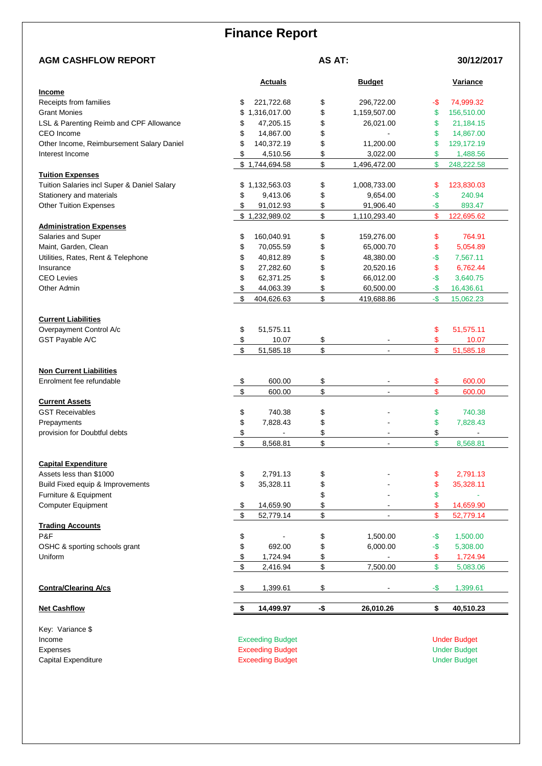# Finance Report

**AGM CASHFLOW REPORT** **AS AT:** **30/12/2017**

| | Actuals | Budget | Variance |
|---|---|---|---|
| **Income** | | | |
| Receipts from families | $ 221,722.68 | $ 296,722.00 | -$ 74,999.32 |
| Grant Monies | $ 1,316,017.00 | $ 1,159,507.00 | $ 156,510.00 |
| LSL & Parenting Reimb and CPF Allowance | $ 47,205.15 | $ 26,021.00 | $ 21,184.15 |
| CEO Income | $ 14,867.00 | $ - | $ 14,867.00 |
| Other Income, Reimbursement Salary Daniel | $ 140,372.19 | $ 11,200.00 | $ 129,172.19 |
| Interest Income | $ 4,510.56 | $ 3,022.00 | $ 1,488.56 |
| | $ 1,744,694.58 | $ 1,496,472.00 | $ 248,222.58 |
| **Tuition Expenses** | | | |
| Tuition Salaries incl Super & Daniel Salary | $ 1,132,563.03 | $ 1,008,733.00 | $ 123,830.03 |
| Stationery and materials | $ 9,413.06 | $ 9,654.00 | -$ 240.94 |
| Other Tuition Expenses | $ 91,012.93 | $ 91,906.40 | -$ 893.47 |
| | $ 1,232,989.02 | $ 1,110,293.40 | $ 122,695.62 |
| **Administration Expenses** | | | |
| Salaries and Super | $ 160,040.91 | $ 159,276.00 | $ 764.91 |
| Maint, Garden, Clean | $ 70,055.59 | $ 65,000.70 | $ 5,054.89 |
| Utilities, Rates, Rent & Telephone | $ 40,812.89 | $ 48,380.00 | -$ 7,567.11 |
| Insurance | $ 27,282.60 | $ 20,520.16 | $ 6,762.44 |
| CEO Levies | $ 62,371.25 | $ 66,012.00 | -$ 3,640.75 |
| Other Admin | $ 44,063.39 | $ 60,500.00 | -$ 16,436.61 |
| | $ 404,626.63 | $ 419,688.86 | -$ 15,062.23 |
| **Current Liabilities** | | | |
| Overpayment Control A/c | $ 51,575.11 | | $ 51,575.11 |
| GST Payable A/C | $ 10.07 | $ - | $ 10.07 |
| | $ 51,585.18 | $ - | $ 51,585.18 |
| **Non Current Liabilities** | | | |
| Enrolment fee refundable | $ 600.00 | $ - | $ 600.00 |
| | $ 600.00 | $ - | $ 600.00 |
| **Current Assets** | | | |
| GST Receivables | $ 740.38 | $ - | $ 740.38 |
| Prepayments | $ 7,828.43 | $ - | $ 7,828.43 |
| provision for Doubtful debts | $ - | $ - | $ - |
| | $ 8,568.81 | $ - | $ 8,568.81 |
| **Capital Expenditure** | | | |
| Assets less than $1000 | $ 2,791.13 | $ - | $ 2,791.13 |
| Build Fixed equip & Improvements | $ 35,328.11 | $ - | $ 35,328.11 |
| Furniture & Equipment | | $ - | $ - |
| Computer Equipment | $ 14,659.90 | $ - | $ 14,659.90 |
| | $ 52,779.14 | $ - | $ 52,779.14 |
| **Trading Accounts** | | | |
| P&F | $ - | $ 1,500.00 | -$ 1,500.00 |
| OSHC & sporting schools grant | $ 692.00 | $ 6,000.00 | -$ 5,308.00 |
| Uniform | $ 1,724.94 | $ - | $ 1,724.94 |
| | $ 2,416.94 | $ 7,500.00 | $ 5,083.06 |
| **Contra/Clearing A/cs** | $ 1,399.61 | $ - | -$ 1,399.61 |
| **Net Cashflow** | **$ 14,499.97** | **-$ 26,010.26** | **$ 40,510.23** |

Key: Variance $

| | | |
|---|---|---|
| Income | Exceeding Budget | Under Budget |
| Expenses | Exceeding Budget | Under Budget |
| Capital Expenditure | Exceeding Budget | Under Budget |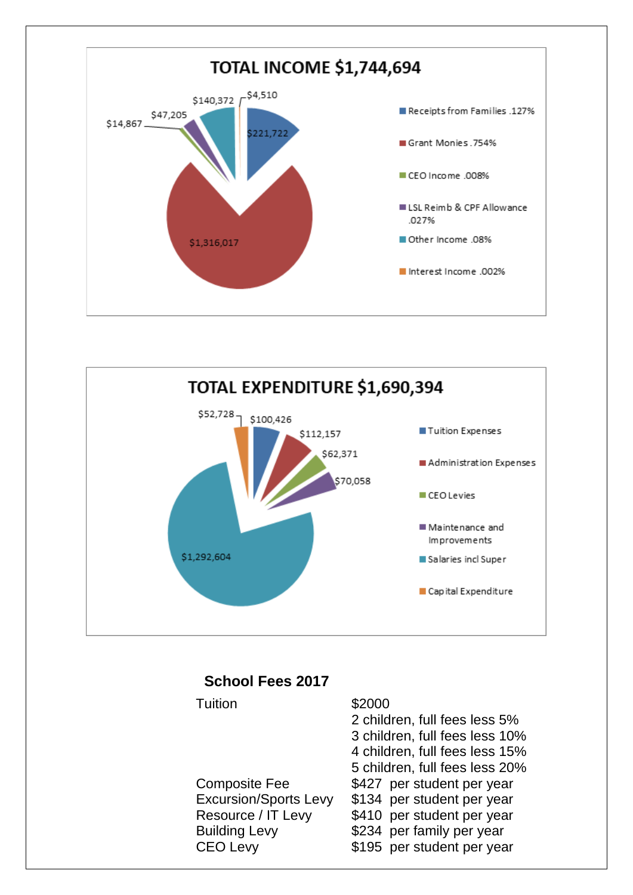## TOTAL INCOME $1,744,694

| Category | Amount |
| --- | --- |
| Receipts from Families .127% | $221,722 |
| Grant Monies .754% | $1,316,017 |
| CEO Income .008% | $14,867 |
| LSL Reimb & CPF Allowance .027% | $47,205 |
| Other Income .08% | $140,372 |
| Interest Income .002% | $4,510 |

## TOTAL EXPENDITURE $1,690,394

| Category | Amount |
| --- | --- |
| Tuition Expenses | $100,426 |
| Administration Expenses | $112,157 |
| CEO Levies | $62,371 |
| Maintenance and Improvements | $70,058 |
| Salaries incl Super | $1,292,604 |
| Capital Expenditure | $52,728 |

### School Fees 2017

| | |
| --- | --- |
| Tuition | $2000 |
| | 2 children, full fees less 5% |
| | 3 children, full fees less 10% |
| | 4 children, full fees less 15% |
| | 5 children, full fees less 20% |
| Composite Fee | $427 per student per year |
| Excursion/Sports Levy | $134 per student per year |
| Resource / IT Levy | $410 per student per year |
| Building Levy | $234 per family per year |
| CEO Levy | $195 per student per year |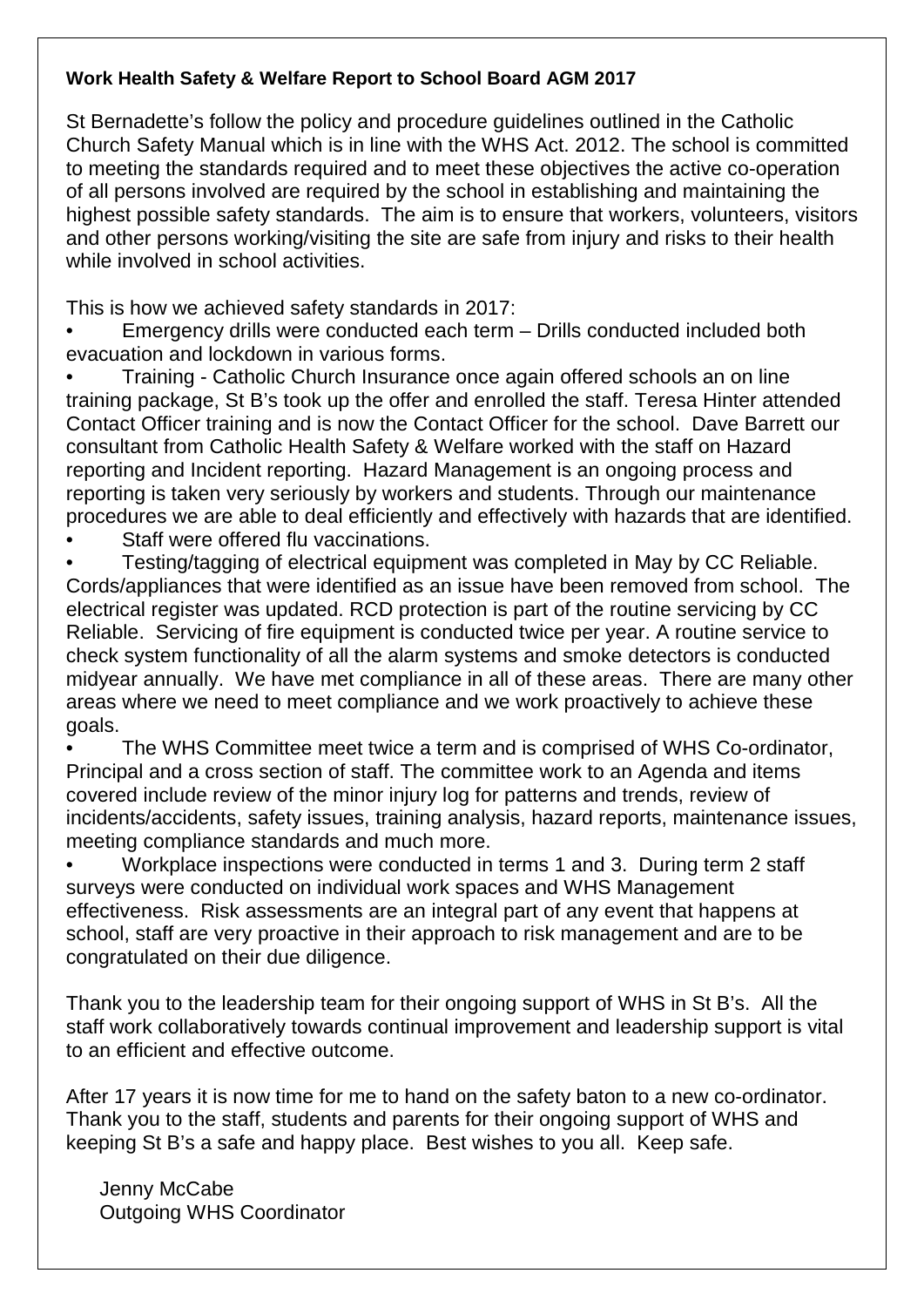**Work Health Safety & Welfare Report to School Board AGM 2017**

St Bernadette's follow the policy and procedure guidelines outlined in the Catholic Church Safety Manual which is in line with the WHS Act. 2012. The school is committed to meeting the standards required and to meet these objectives the active co-operation of all persons involved are required by the school in establishing and maintaining the highest possible safety standards. The aim is to ensure that workers, volunteers, visitors and other persons working/visiting the site are safe from injury and risks to their health while involved in school activities.

This is how we achieved safety standards in 2017:

- Emergency drills were conducted each term – Drills conducted included both evacuation and lockdown in various forms.
- Training - Catholic Church Insurance once again offered schools an on line training package, St B's took up the offer and enrolled the staff. Teresa Hinter attended Contact Officer training and is now the Contact Officer for the school. Dave Barrett our consultant from Catholic Health Safety & Welfare worked with the staff on Hazard reporting and Incident reporting. Hazard Management is an ongoing process and reporting is taken very seriously by workers and students. Through our maintenance procedures we are able to deal efficiently and effectively with hazards that are identified.
- Staff were offered flu vaccinations.
- Testing/tagging of electrical equipment was completed in May by CC Reliable. Cords/appliances that were identified as an issue have been removed from school. The electrical register was updated. RCD protection is part of the routine servicing by CC Reliable. Servicing of fire equipment is conducted twice per year. A routine service to check system functionality of all the alarm systems and smoke detectors is conducted midyear annually. We have met compliance in all of these areas. There are many other areas where we need to meet compliance and we work proactively to achieve these goals.
- The WHS Committee meet twice a term and is comprised of WHS Co-ordinator, Principal and a cross section of staff. The committee work to an Agenda and items covered include review of the minor injury log for patterns and trends, review of incidents/accidents, safety issues, training analysis, hazard reports, maintenance issues, meeting compliance standards and much more.
- Workplace inspections were conducted in terms 1 and 3. During term 2 staff surveys were conducted on individual work spaces and WHS Management effectiveness. Risk assessments are an integral part of any event that happens at school, staff are very proactive in their approach to risk management and are to be congratulated on their due diligence.

Thank you to the leadership team for their ongoing support of WHS in St B's. All the staff work collaboratively towards continual improvement and leadership support is vital to an efficient and effective outcome.

After 17 years it is now time for me to hand on the safety baton to a new co-ordinator. Thank you to the staff, students and parents for their ongoing support of WHS and keeping St B's a safe and happy place. Best wishes to you all. Keep safe.

Jenny McCabe
Outgoing WHS Coordinator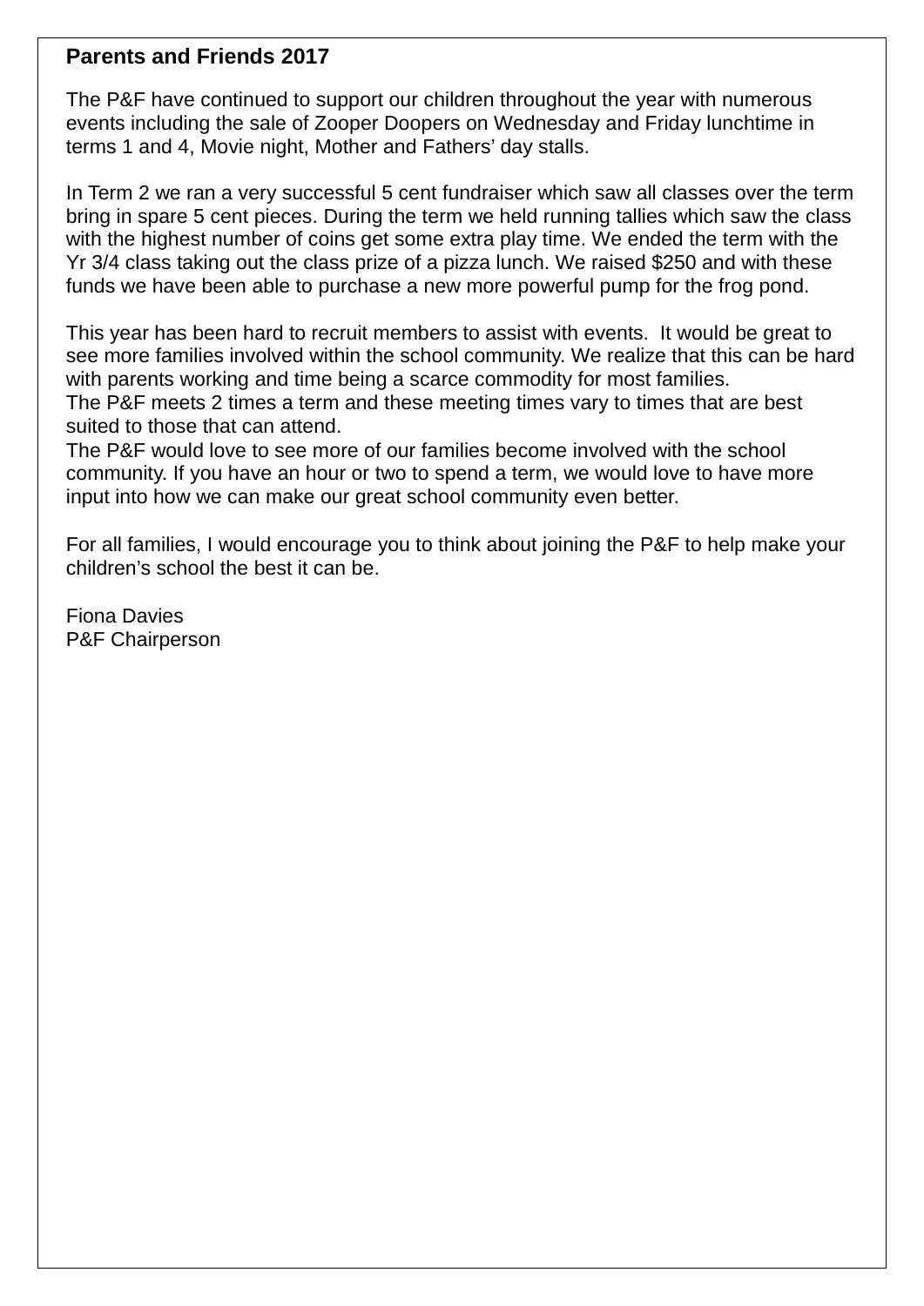**Parents and Friends 2017**

The P&F have continued to support our children throughout the year with numerous events including the sale of Zooper Doopers on Wednesday and Friday lunchtime in terms 1 and 4, Movie night, Mother and Fathers' day stalls.

In Term 2 we ran a very successful 5 cent fundraiser which saw all classes over the term bring in spare 5 cent pieces. During the term we held running tallies which saw the class with the highest number of coins get some extra play time. We ended the term with the Yr 3/4 class taking out the class prize of a pizza lunch. We raised $250 and with these funds we have been able to purchase a new more powerful pump for the frog pond.

This year has been hard to recruit members to assist with events. It would be great to see more families involved within the school community. We realize that this can be hard with parents working and time being a scarce commodity for most families.
The P&F meets 2 times a term and these meeting times vary to times that are best suited to those that can attend.
The P&F would love to see more of our families become involved with the school community. If you have an hour or two to spend a term, we would love to have more input into how we can make our great school community even better.

For all families, I would encourage you to think about joining the P&F to help make your children's school the best it can be.

Fiona Davies
P&F Chairperson